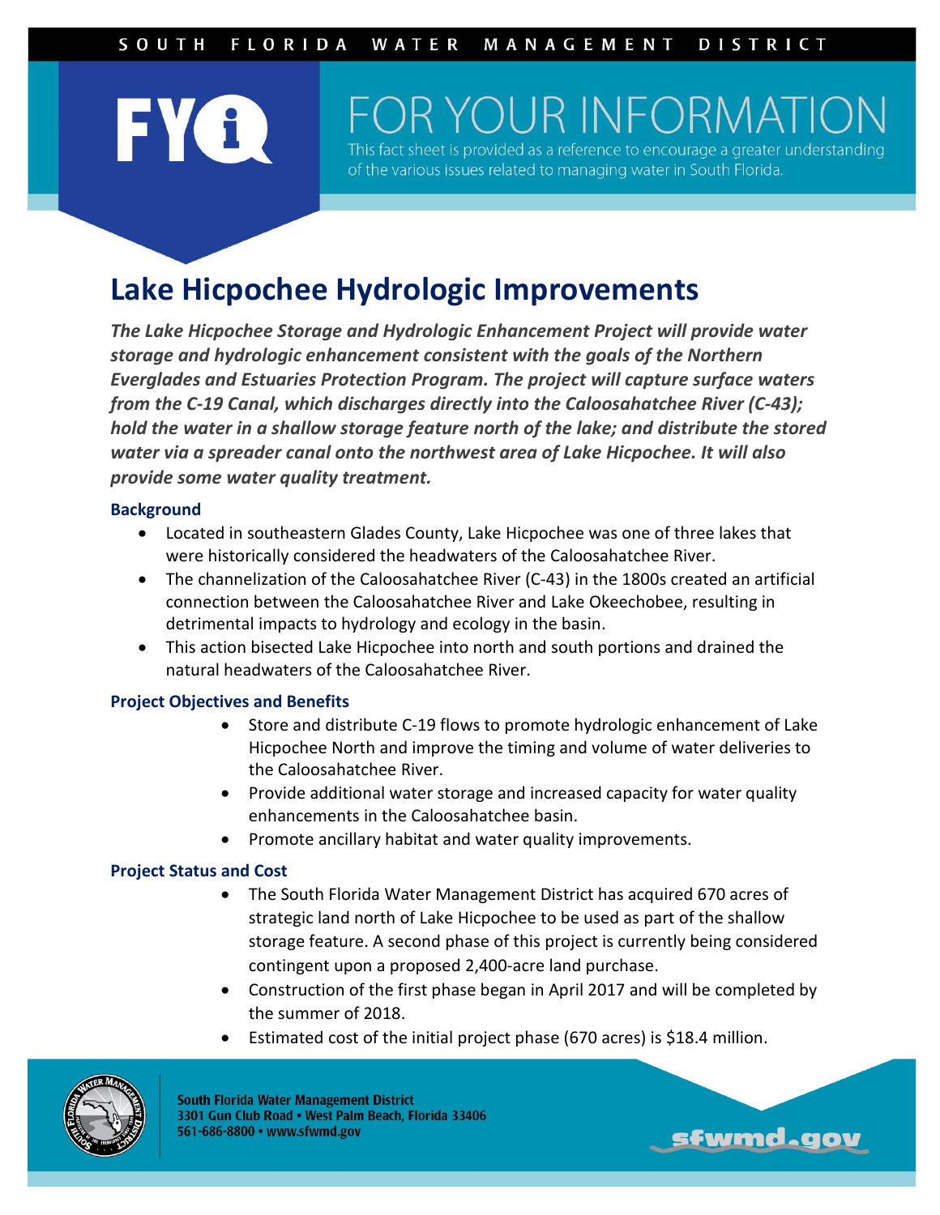SOUTH FLORIDA WATER MANAGEMENT DISTRICT

# FOR YOUR INFORMATION

This fact sheet is provided as a reference to encourage a greater understanding of the various issues related to managing water in South Florida.

## Lake Hicpochee Hydrologic Improvements

***The Lake Hicpochee Storage and Hydrologic Enhancement Project will provide water storage and hydrologic enhancement consistent with the goals of the Northern Everglades and Estuaries Protection Program. The project will capture surface waters from the C-19 Canal, which discharges directly into the Caloosahatchee River (C-43); hold the water in a shallow storage feature north of the lake; and distribute the stored water via a spreader canal onto the northwest area of Lake Hicpochee. It will also provide some water quality treatment.***

### Background

- Located in southeastern Glades County, Lake Hicpochee was one of three lakes that were historically considered the headwaters of the Caloosahatchee River.
- The channelization of the Caloosahatchee River (C-43) in the 1800s created an artificial connection between the Caloosahatchee River and Lake Okeechobee, resulting in detrimental impacts to hydrology and ecology in the basin.
- This action bisected Lake Hicpochee into north and south portions and drained the natural headwaters of the Caloosahatchee River.

### Project Objectives and Benefits

- Store and distribute C-19 flows to promote hydrologic enhancement of Lake Hicpochee North and improve the timing and volume of water deliveries to the Caloosahatchee River.
- Provide additional water storage and increased capacity for water quality enhancements in the Caloosahatchee basin.
- Promote ancillary habitat and water quality improvements.

### Project Status and Cost

- The South Florida Water Management District has acquired 670 acres of strategic land north of Lake Hicpochee to be used as part of the shallow storage feature. A second phase of this project is currently being considered contingent upon a proposed 2,400-acre land purchase.
- Construction of the first phase began in April 2017 and will be completed by the summer of 2018.
- Estimated cost of the initial project phase (670 acres) is $18.4 million.

South Florida Water Management District
3301 Gun Club Road • West Palm Beach, Florida 33406
561-686-8800 • www.sfwmd.gov

sfwmd.gov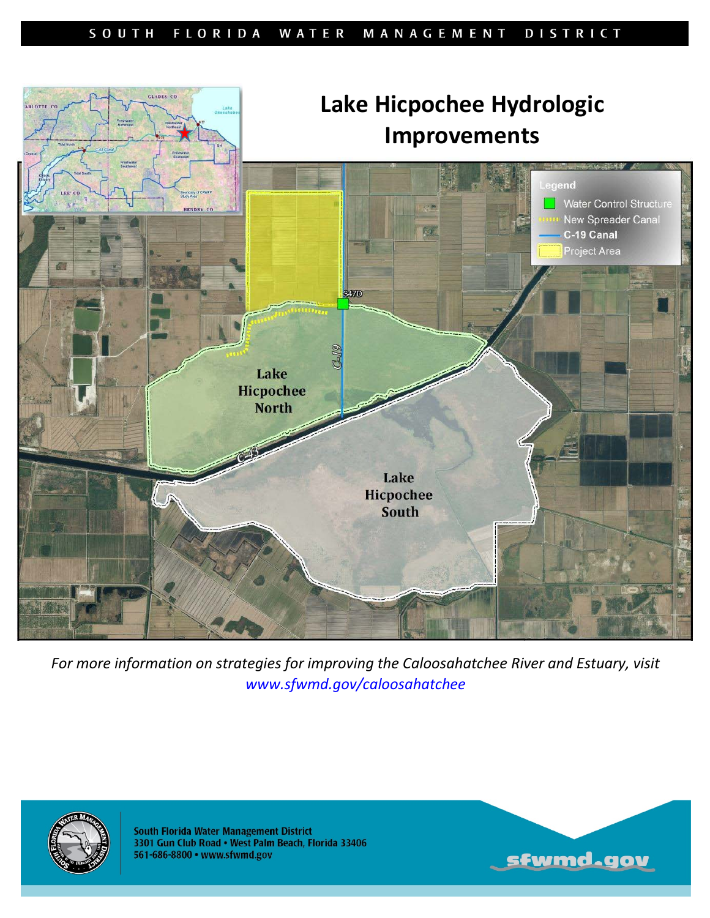# Lake Hicpochee Hydrologic Improvements

Legend
Water Control Structure
New Spreader Canal
C-19 Canal
Project Area

S47D

C-19

C-43

Lake Hicpochee North

Lake Hicpochee South

*For more information on strategies for improving the Caloosahatchee River and Estuary, visit [www.sfwmd.gov/caloosahatchee](http://www.sfwmd.gov/caloosahatchee)*

South Florida Water Management District
3301 Gun Club Road • West Palm Beach, Florida 33406
561-686-8800 • www.sfwmd.gov

sfwmd.gov